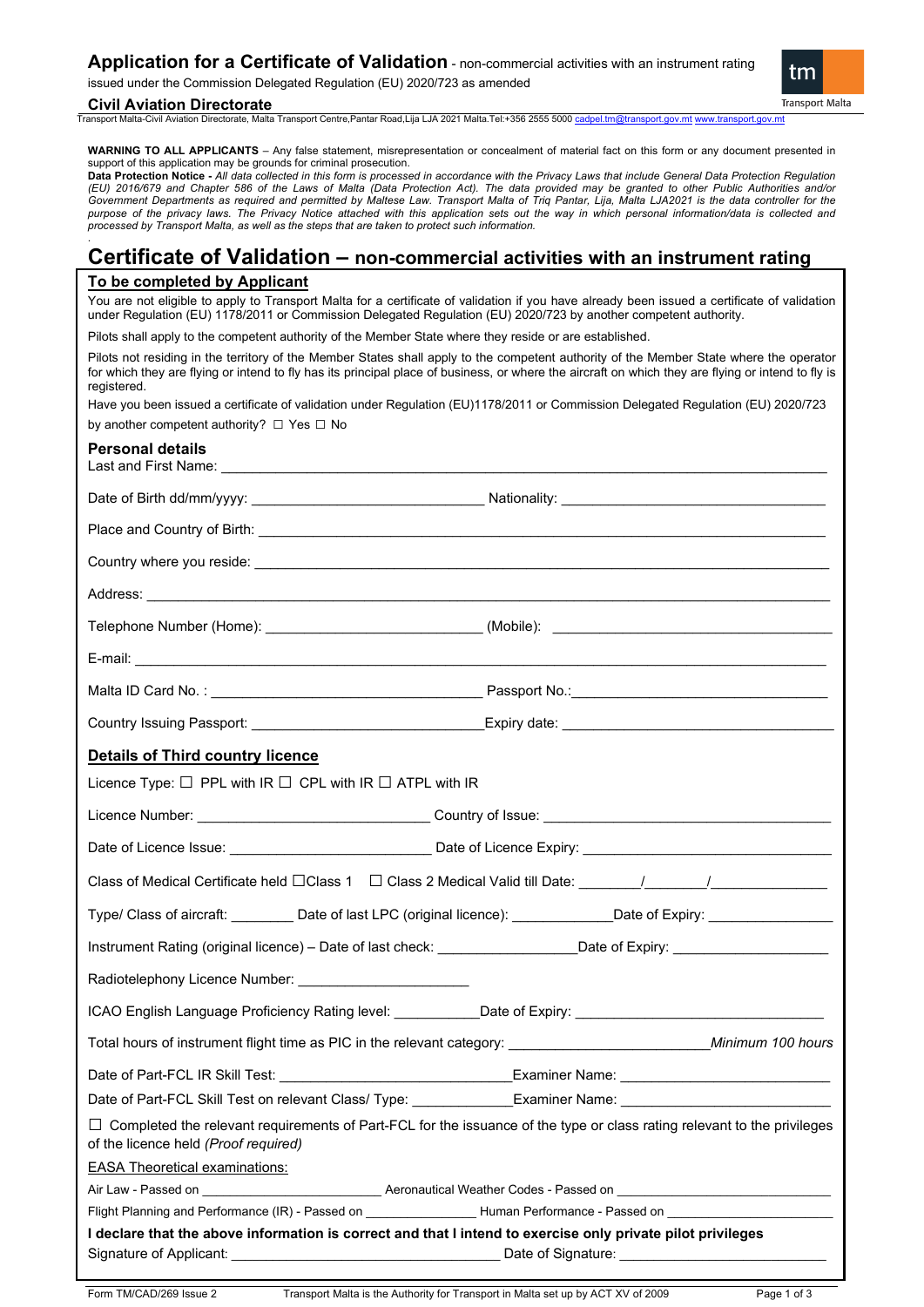# Application for a Certificate of Validation - non-commercial activities with an instrument rating

issued under the Commission Delegated Regulation (EU) 2020/723 as amended

**Civil Aviation Directorate**

Transport Malta-Civil Aviation Directorate, Malta Transport Centre,Pantar Road,Lija LJA 2021 Malta.Tel:+356 2555 5000 cadpel.tm@transport.gov.mt www.transport.gov.mt

**WARNING TO ALL APPLICANTS** – Any false statement, misrepresentation or concealment of material fact on this form or any document presented in support of this application may be grounds for criminal prosecution.

**Data Protection Notice -** *All data collected in this form is processed in accordance with the Privacy Laws that include General Data Protection Regulation (EU) 2016/679 and Chapter 586 of the Laws of Malta (Data Protection Act). The data provided may be granted to other Public Authorities and/or Government Departments as required and permitted by Maltese Law. Transport Malta of Triq Pantar, Lija, Malta LJA2021 is the data controller for the purpose of the privacy laws. The Privacy Notice attached with this application sets out the way in which personal information/data is collected and processed by Transport Malta, as well as the steps that are taken to protect such information.*

## Certificate of Validation – non-commercial activities with an instrument rating

**To be completed by Applicant**

You are not eligible to apply to Transport Malta for a certificate of validation if you have already been issued a certificate of validation under Regulation (EU) 1178/2011 or Commission Delegated Regulation (EU) 2020/723 by another competent authority.

Pilots shall apply to the competent authority of the Member State where they reside or are established.

Pilots not residing in the territory of the Member States shall apply to the competent authority of the Member State where the operator for which they are flying or intend to fly has its principal place of business, or where the aircraft on which they are flying or intend to fly is registered.

Have you been issued a certificate of validation under Regulation (EU)1178/2011 or Commission Delegated Regulation (EU) 2020/723 by another competent authority? ☐ Yes ☐ No

### Personal details

Last and First Name: ____________________

Date of Birth dd/mm/yyyy: ____________________ Nationality: ____________________

Place and Country of Birth: ____________________

Country where you reside: ____________________

Address: ____________________

Telephone Number (Home): ____________________ (Mobile): ____________________

E-mail: ____________________

Malta ID Card No. : ____________________ Passport No.:____________________

Country Issuing Passport: ____________________Expiry date: ____________________

### Details of Third country licence

Licence Type: ☐ PPL with IR ☐ CPL with IR ☐ ATPL with IR

Licence Number: ____________________ Country of Issue: ____________________

Date of Licence Issue: ____________________ Date of Licence Expiry: ____________________

Class of Medical Certificate held ☐Class 1 ☐ Class 2 Medical Valid till Date: ________/________/________

Type/ Class of aircraft: ________ Date of last LPC (original licence): ____________Date of Expiry: ____________

Instrument Rating (original licence) – Date of last check: ____________Date of Expiry: ____________

Radiotelephony Licence Number: ____________________

ICAO English Language Proficiency Rating level: __________Date of Expiry: ____________________

Total hours of instrument flight time as PIC in the relevant category: ____________________*Minimum 100 hours*

Date of Part-FCL IR Skill Test: ____________________Examiner Name: ____________________

Date of Part-FCL Skill Test on relevant Class/ Type: ____________Examiner Name: ____________________

☐ Completed the relevant requirements of Part-FCL for the issuance of the type or class rating relevant to the privileges of the licence held *(Proof required)*

EASA Theoretical examinations:

Air Law - Passed on ____________________ Aeronautical Weather Codes - Passed on ____________________

Flight Planning and Performance (IR) - Passed on ____________ Human Performance - Passed on ____________

**I declare that the above information is correct and that I intend to exercise only private pilot privileges**

Signature of Applicant: ____________________ Date of Signature: ____________________

Form TM/CAD/269 Issue 2 Transport Malta is the Authority for Transport in Malta set up by ACT XV of 2009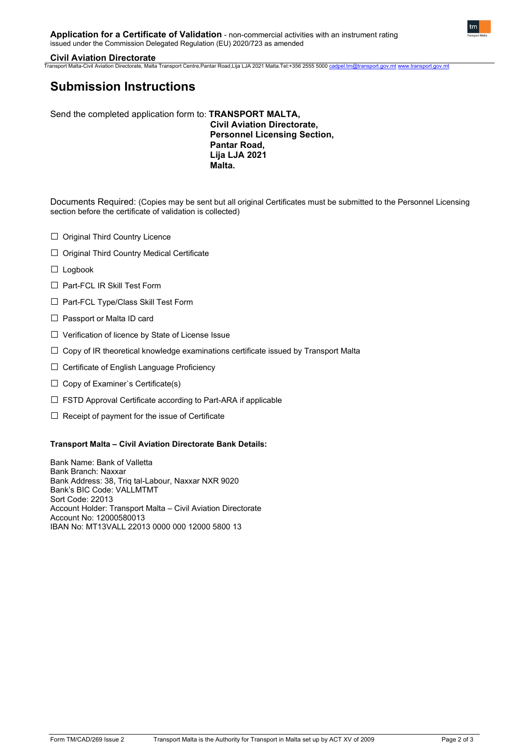## Submission Instructions

Send the completed application form to: **TRANSPORT MALTA,**
**Civil Aviation Directorate,**
**Personnel Licensing Section,**
**Pantar Road,**
**Lija LJA 2021**
**Malta.**

Documents Required: (Copies may be sent but all original Certificates must be submitted to the Personnel Licensing section before the certificate of validation is collected)

- ☐ Original Third Country Licence
- ☐ Original Third Country Medical Certificate
- ☐ Logbook
- ☐ Part-FCL IR Skill Test Form
- ☐ Part-FCL Type/Class Skill Test Form
- ☐ Passport or Malta ID card
- ☐ Verification of licence by State of License Issue
- ☐ Copy of IR theoretical knowledge examinations certificate issued by Transport Malta
- ☐ Certificate of English Language Proficiency
- ☐ Copy of Examiner`s Certificate(s)
- ☐ FSTD Approval Certificate according to Part-ARA if applicable
- ☐ Receipt of payment for the issue of Certificate

**Transport Malta – Civil Aviation Directorate Bank Details:**

Bank Name: Bank of Valletta
Bank Branch: Naxxar
Bank Address: 38, Triq tal-Labour, Naxxar NXR 9020
Bank's BIC Code: VALLMTMT
Sort Code: 22013
Account Holder: Transport Malta – Civil Aviation Directorate
Account No: 12000580013
IBAN No: MT13VALL 22013 0000 000 12000 5800 13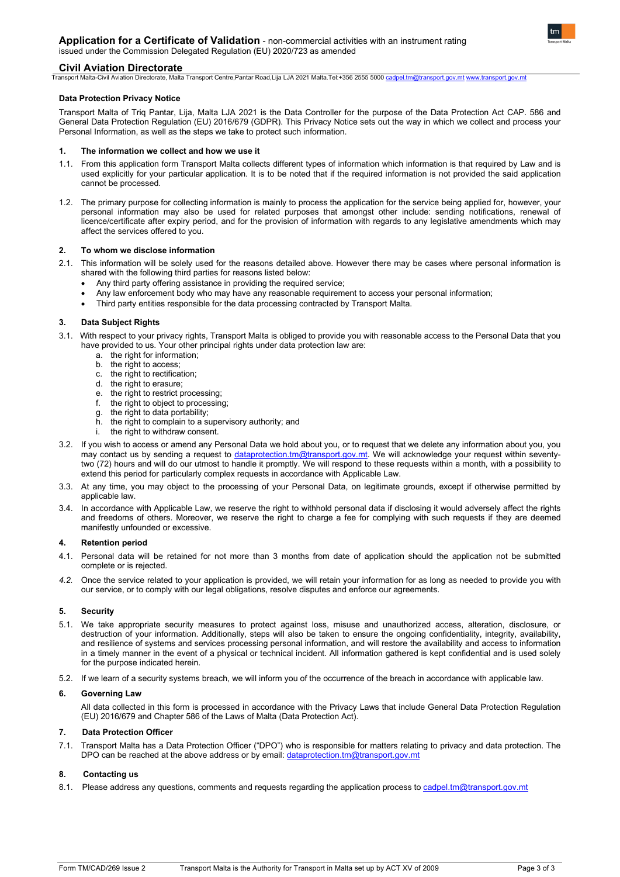**Application for a Certificate of Validation** - non-commercial activities with an instrument rating issued under the Commission Delegated Regulation (EU) 2020/723 as amended

## Civil Aviation Directorate

Transport Malta-Civil Aviation Directorate, Malta Transport Centre,Pantar Road,Lija LJA 2021 Malta.Tel:+356 2555 5000 cadpel.tm@transport.gov.mt www.transport.gov.mt

### Data Protection Privacy Notice

Transport Malta of Triq Pantar, Lija, Malta LJA 2021 is the Data Controller for the purpose of the Data Protection Act CAP. 586 and General Data Protection Regulation (EU) 2016/679 (GDPR). This Privacy Notice sets out the way in which we collect and process your Personal Information, as well as the steps we take to protect such information.

**1. The information we collect and how we use it**

1.1. From this application form Transport Malta collects different types of information which information is that required by Law and is used explicitly for your particular application. It is to be noted that if the required information is not provided the said application cannot be processed.

1.2. The primary purpose for collecting information is mainly to process the application for the service being applied for, however, your personal information may also be used for related purposes that amongst other include: sending notifications, renewal of licence/certificate after expiry period, and for the provision of information with regards to any legislative amendments which may affect the services offered to you.

**2. To whom we disclose information**

2.1. This information will be solely used for the reasons detailed above. However there may be cases where personal information is shared with the following third parties for reasons listed below:
- Any third party offering assistance in providing the required service;
- Any law enforcement body who may have any reasonable requirement to access your personal information;
- Third party entities responsible for the data processing contracted by Transport Malta.

**3. Data Subject Rights**

3.1. With respect to your privacy rights, Transport Malta is obliged to provide you with reasonable access to the Personal Data that you have provided to us. Your other principal rights under data protection law are:
   a. the right for information;
   b. the right to access;
   c. the right to rectification;
   d. the right to erasure;
   e. the right to restrict processing;
   f. the right to object to processing;
   g. the right to data portability;
   h. the right to complain to a supervisory authority; and
   i. the right to withdraw consent.

3.2. If you wish to access or amend any Personal Data we hold about you, or to request that we delete any information about you, you may contact us by sending a request to dataprotection.tm@transport.gov.mt. We will acknowledge your request within seventy-two (72) hours and will do our utmost to handle it promptly. We will respond to these requests within a month, with a possibility to extend this period for particularly complex requests in accordance with Applicable Law.

3.3. At any time, you may object to the processing of your Personal Data, on legitimate grounds, except if otherwise permitted by applicable law.

3.4. In accordance with Applicable Law, we reserve the right to withhold personal data if disclosing it would adversely affect the rights and freedoms of others. Moreover, we reserve the right to charge a fee for complying with such requests if they are deemed manifestly unfounded or excessive.

**4. Retention period**

4.1. Personal data will be retained for not more than 3 months from date of application should the application not be submitted complete or is rejected.

*4.2.* Once the service related to your application is provided, we will retain your information for as long as needed to provide you with our service, or to comply with our legal obligations, resolve disputes and enforce our agreements.

**5. Security**

5.1. We take appropriate security measures to protect against loss, misuse and unauthorized access, alteration, disclosure, or destruction of your information. Additionally, steps will also be taken to ensure the ongoing confidentiality, integrity, availability, and resilience of systems and services processing personal information, and will restore the availability and access to information in a timely manner in the event of a physical or technical incident. All information gathered is kept confidential and is used solely for the purpose indicated herein.

5.2. If we learn of a security systems breach, we will inform you of the occurrence of the breach in accordance with applicable law.

**6. Governing Law**

All data collected in this form is processed in accordance with the Privacy Laws that include General Data Protection Regulation (EU) 2016/679 and Chapter 586 of the Laws of Malta (Data Protection Act).

**7. Data Protection Officer**

7.1. Transport Malta has a Data Protection Officer ("DPO") who is responsible for matters relating to privacy and data protection. The DPO can be reached at the above address or by email: dataprotection.tm@transport.gov.mt

**8. Contacting us**

8.1. Please address any questions, comments and requests regarding the application process to cadpel.tm@transport.gov.mt

Form TM/CAD/269 Issue 2 — Transport Malta is the Authority for Transport in Malta set up by ACT XV of 2009